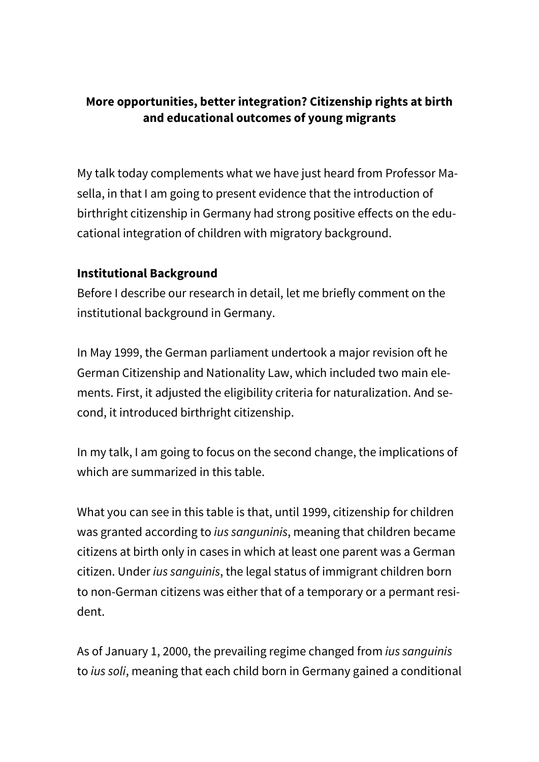**More opportunities, better integration? Citizenship rights at birth and educational outcomes of young migrants**

My talk today complements what we have just heard from Professor Masella, in that I am going to present evidence that the introduction of birthright citizenship in Germany had strong positive effects on the educational integration of children with migratory background.

**Institutional Background**

Before I describe our research in detail, let me briefly comment on the institutional background in Germany.

In May 1999, the German parliament undertook a major revision oft he German Citizenship and Nationality Law, which included two main elements. First, it adjusted the eligibility criteria for naturalization. And second, it introduced birthright citizenship.

In my talk, I am going to focus on the second change, the implications of which are summarized in this table.

What you can see in this table is that, until 1999, citizenship for children was granted according to *ius sanguninis*, meaning that children became citizens at birth only in cases in which at least one parent was a German citizen. Under *ius sanguinis*, the legal status of immigrant children born to non-German citizens was either that of a temporary or a permant resident.

As of January 1, 2000, the prevailing regime changed from *ius sanguinis* to *ius soli*, meaning that each child born in Germany gained a conditional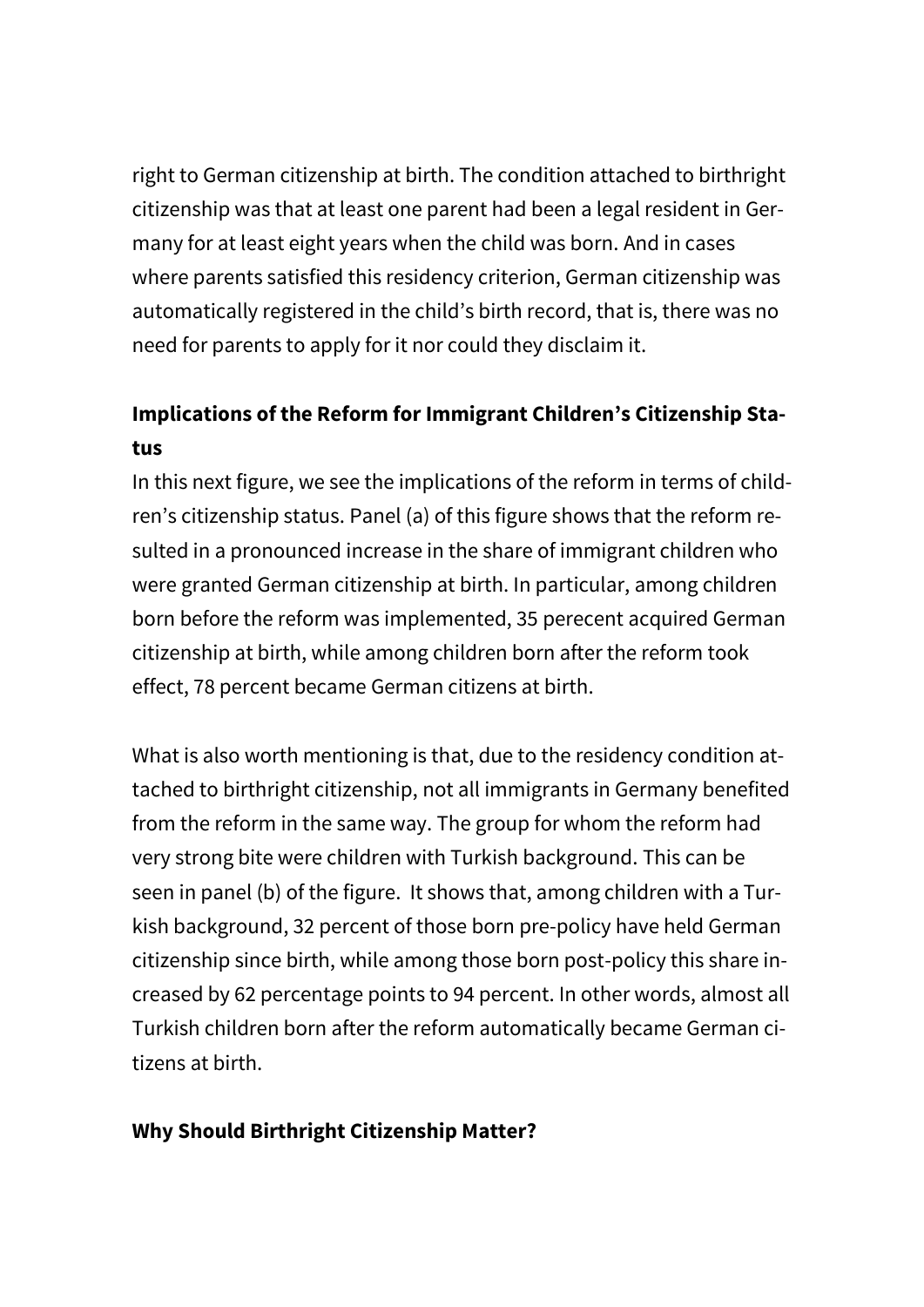right to German citizenship at birth. The condition attached to birthright citizenship was that at least one parent had been a legal resident in Germany for at least eight years when the child was born. And in cases where parents satisfied this residency criterion, German citizenship was automatically registered in the child's birth record, that is, there was no need for parents to apply for it nor could they disclaim it.

### Implications of the Reform for Immigrant Children's Citizenship Status

In this next figure, we see the implications of the reform in terms of children's citizenship status. Panel (a) of this figure shows that the reform resulted in a pronounced increase in the share of immigrant children who were granted German citizenship at birth. In particular, among children born before the reform was implemented, 35 perecent acquired German citizenship at birth, while among children born after the reform took effect, 78 percent became German citizens at birth.

What is also worth mentioning is that, due to the residency condition attached to birthright citizenship, not all immigrants in Germany benefited from the reform in the same way. The group for whom the reform had very strong bite were children with Turkish background. This can be seen in panel (b) of the figure. It shows that, among children with a Turkish background, 32 percent of those born pre-policy have held German citizenship since birth, while among those born post-policy this share increased by 62 percentage points to 94 percent. In other words, almost all Turkish children born after the reform automatically became German citizens at birth.

### Why Should Birthright Citizenship Matter?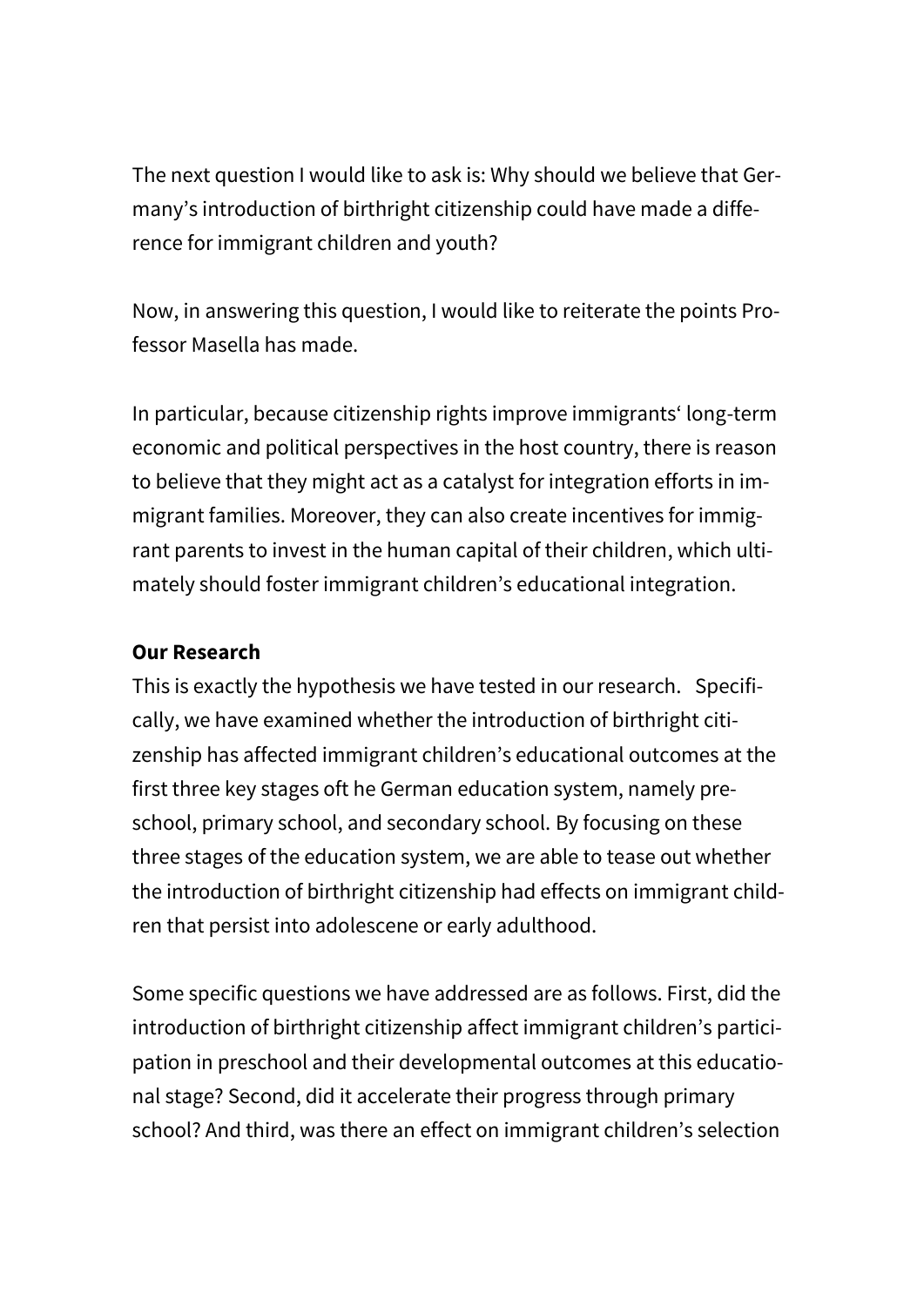The next question I would like to ask is: Why should we believe that Germany's introduction of birthright citizenship could have made a difference for immigrant children and youth?

Now, in answering this question, I would like to reiterate the points Professor Masella has made.

In particular, because citizenship rights improve immigrants' long-term economic and political perspectives in the host country, there is reason to believe that they might act as a catalyst for integration efforts in immigrant families. Moreover, they can also create incentives for immigrant parents to invest in the human capital of their children, which ultimately should foster immigrant children's educational integration.

**Our Research**

This is exactly the hypothesis we have tested in our research. Specifically, we have examined whether the introduction of birthright citizenship has affected immigrant children's educational outcomes at the first three key stages oft he German education system, namely preschool, primary school, and secondary school. By focusing on these three stages of the education system, we are able to tease out whether the introduction of birthright citizenship had effects on immigrant children that persist into adolescene or early adulthood.

Some specific questions we have addressed are as follows. First, did the introduction of birthright citizenship affect immigrant children's participation in preschool and their developmental outcomes at this educational stage? Second, did it accelerate their progress through primary school? And third, was there an effect on immigrant children's selection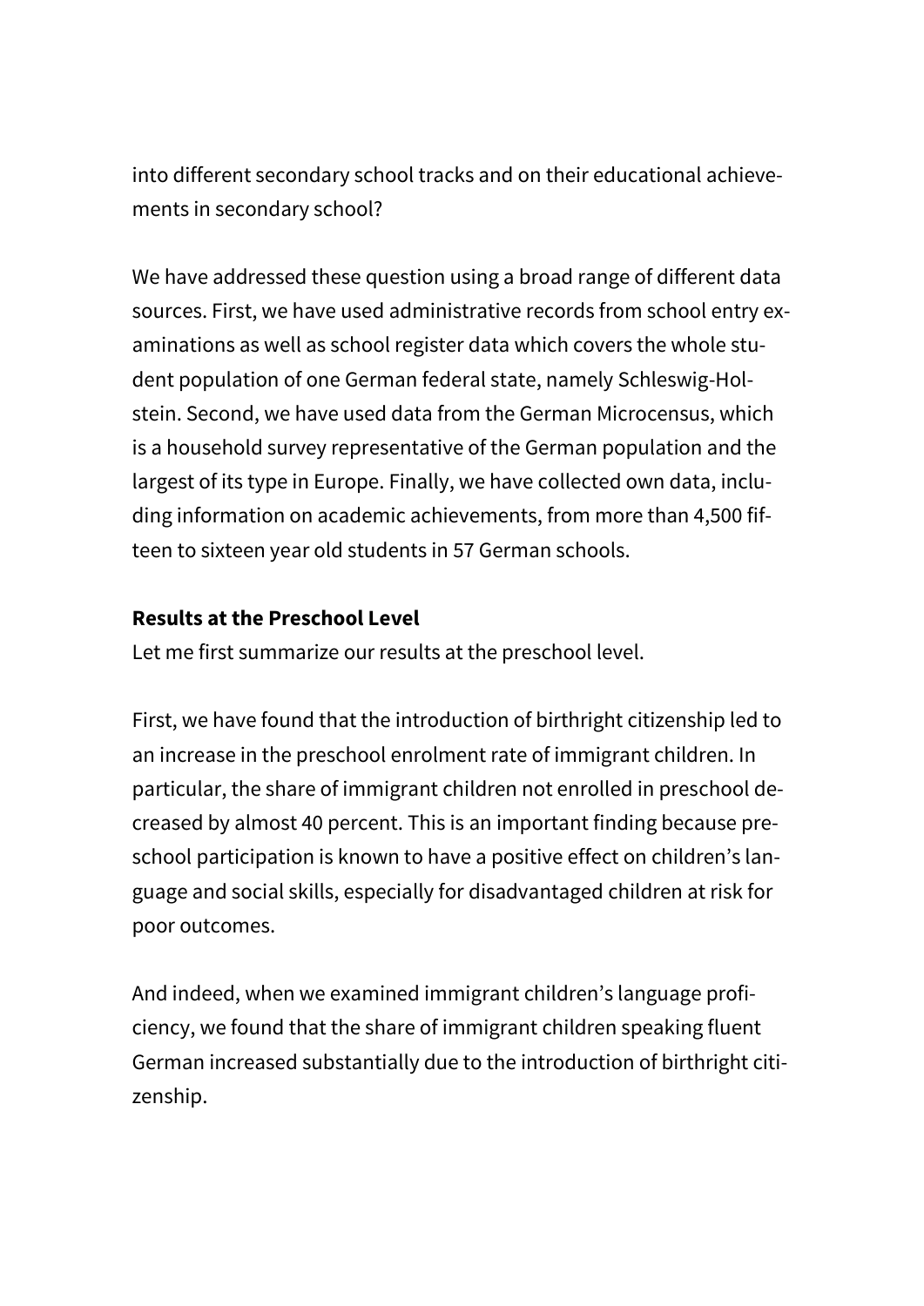into different secondary school tracks and on their educational achievements in secondary school?

We have addressed these question using a broad range of different data sources. First, we have used administrative records from school entry examinations as well as school register data which covers the whole student population of one German federal state, namely Schleswig-Holstein. Second, we have used data from the German Microcensus, which is a household survey representative of the German population and the largest of its type in Europe. Finally, we have collected own data, including information on academic achievements, from more than 4,500 fifteen to sixteen year old students in 57 German schools.

**Results at the Preschool Level**

Let me first summarize our results at the preschool level.

First, we have found that the introduction of birthright citizenship led to an increase in the preschool enrolment rate of immigrant children. In particular, the share of immigrant children not enrolled in preschool decreased by almost 40 percent. This is an important finding because preschool participation is known to have a positive effect on children's language and social skills, especially for disadvantaged children at risk for poor outcomes.

And indeed, when we examined immigrant children's language proficiency, we found that the share of immigrant children speaking fluent German increased substantially due to the introduction of birthright citizenship.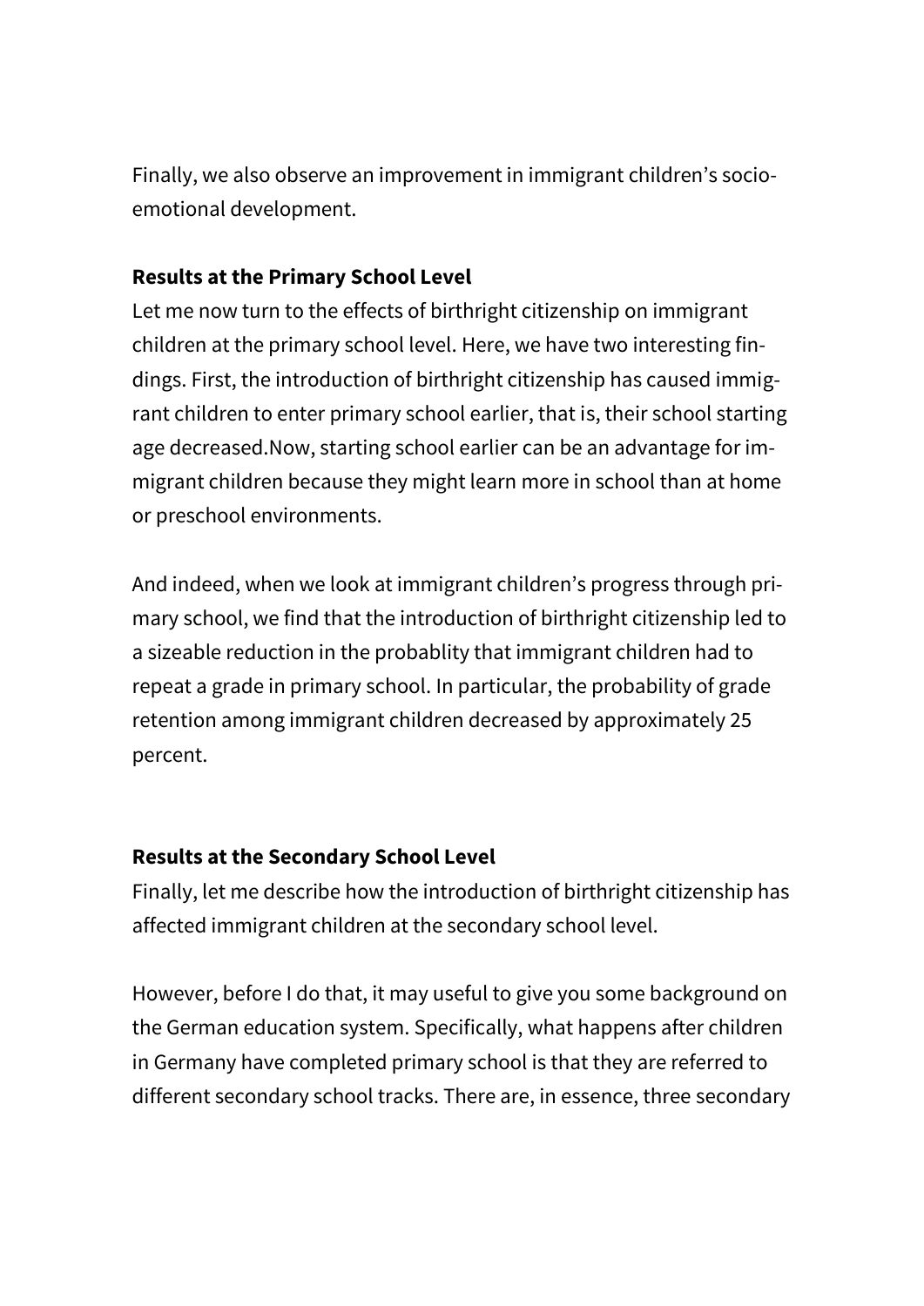Finally, we also observe an improvement in immigrant children's socio-emotional development.

**Results at the Primary School Level**

Let me now turn to the effects of birthright citizenship on immigrant children at the primary school level. Here, we have two interesting findings. First, the introduction of birthright citizenship has caused immigrant children to enter primary school earlier, that is, their school starting age decreased.Now, starting school earlier can be an advantage for immigrant children because they might learn more in school than at home or preschool environments.

And indeed, when we look at immigrant children's progress through primary school, we find that the introduction of birthright citizenship led to a sizeable reduction in the probablity that immigrant children had to repeat a grade in primary school. In particular, the probability of grade retention among immigrant children decreased by approximately 25 percent.

**Results at the Secondary School Level**

Finally, let me describe how the introduction of birthright citizenship has affected immigrant children at the secondary school level.

However, before I do that, it may useful to give you some background on the German education system. Specifically, what happens after children in Germany have completed primary school is that they are referred to different secondary school tracks. There are, in essence, three secondary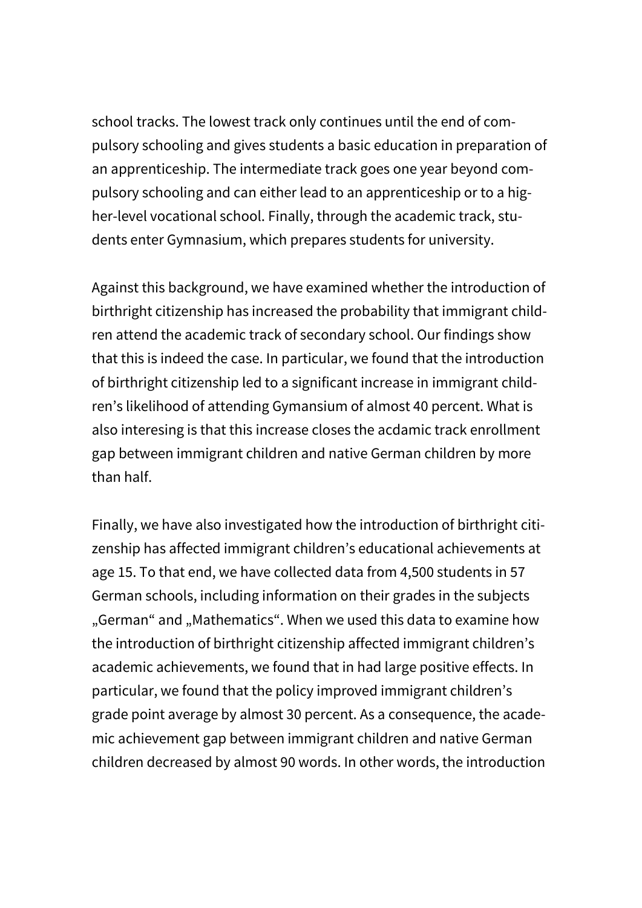school tracks. The lowest track only continues until the end of compulsory schooling and gives students a basic education in preparation of an apprenticeship. The intermediate track goes one year beyond compulsory schooling and can either lead to an apprenticeship or to a higher-level vocational school. Finally, through the academic track, students enter Gymnasium, which prepares students for university.

Against this background, we have examined whether the introduction of birthright citizenship has increased the probability that immigrant children attend the academic track of secondary school. Our findings show that this is indeed the case. In particular, we found that the introduction of birthright citizenship led to a significant increase in immigrant children's likelihood of attending Gymansium of almost 40 percent. What is also interesing is that this increase closes the acdamic track enrollment gap between immigrant children and native German children by more than half.

Finally, we have also investigated how the introduction of birthright citizenship has affected immigrant children's educational achievements at age 15. To that end, we have collected data from 4,500 students in 57 German schools, including information on their grades in the subjects „German" and „Mathematics". When we used this data to examine how the introduction of birthright citizenship affected immigrant children's academic achievements, we found that in had large positive effects. In particular, we found that the policy improved immigrant children's grade point average by almost 30 percent. As a consequence, the academic achievement gap between immigrant children and native German children decreased by almost 90 words. In other words, the introduction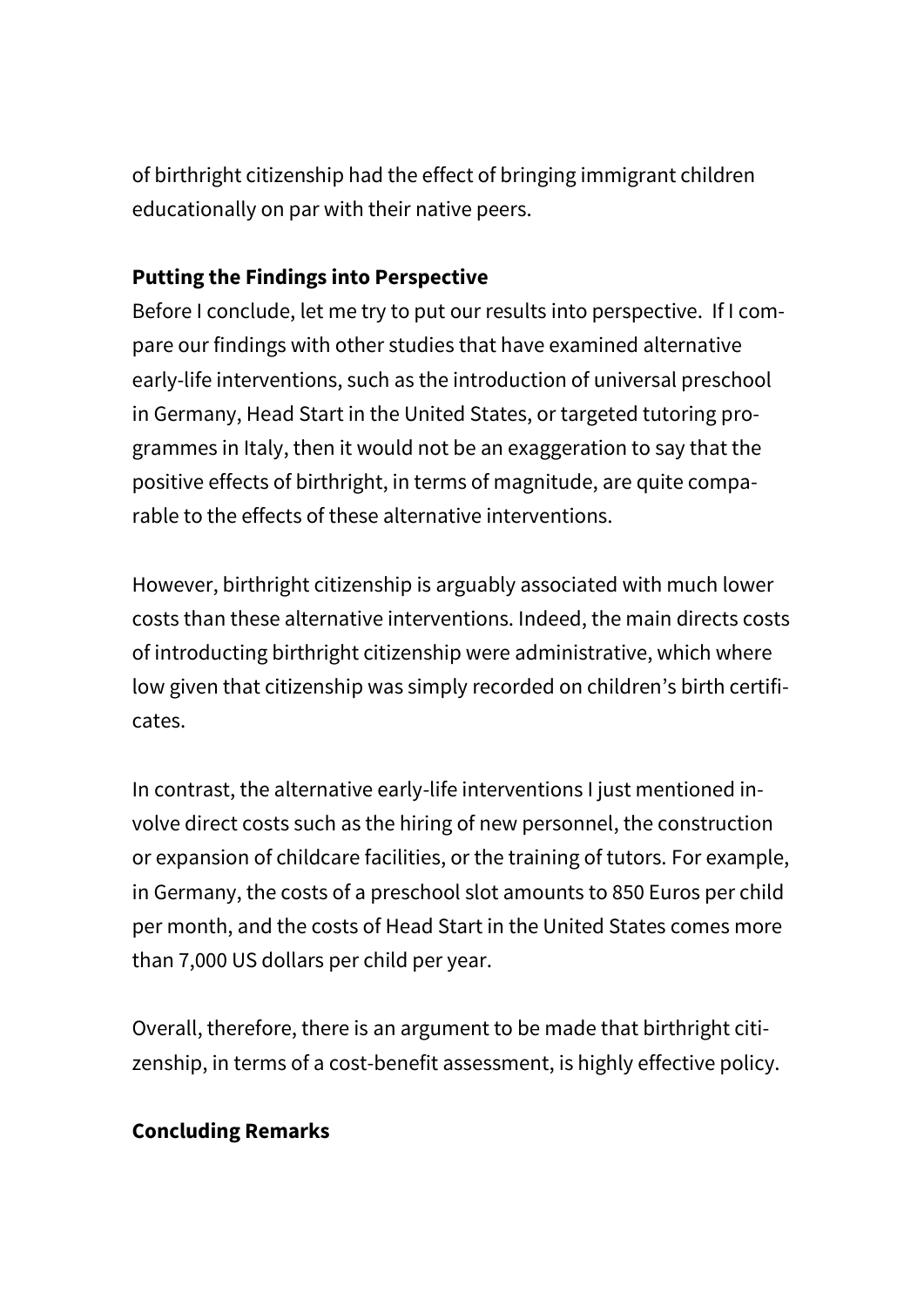of birthright citizenship had the effect of bringing immigrant children educationally on par with their native peers.

**Putting the Findings into Perspective**

Before I conclude, let me try to put our results into perspective. If I compare our findings with other studies that have examined alternative early-life interventions, such as the introduction of universal preschool in Germany, Head Start in the United States, or targeted tutoring programmes in Italy, then it would not be an exaggeration to say that the positive effects of birthright, in terms of magnitude, are quite comparable to the effects of these alternative interventions.

However, birthright citizenship is arguably associated with much lower costs than these alternative interventions. Indeed, the main directs costs of introducting birthright citizenship were administrative, which where low given that citizenship was simply recorded on children's birth certificates.

In contrast, the alternative early-life interventions I just mentioned involve direct costs such as the hiring of new personnel, the construction or expansion of childcare facilities, or the training of tutors. For example, in Germany, the costs of a preschool slot amounts to 850 Euros per child per month, and the costs of Head Start in the United States comes more than 7,000 US dollars per child per year.

Overall, therefore, there is an argument to be made that birthright citizenship, in terms of a cost-benefit assessment, is highly effective policy.

**Concluding Remarks**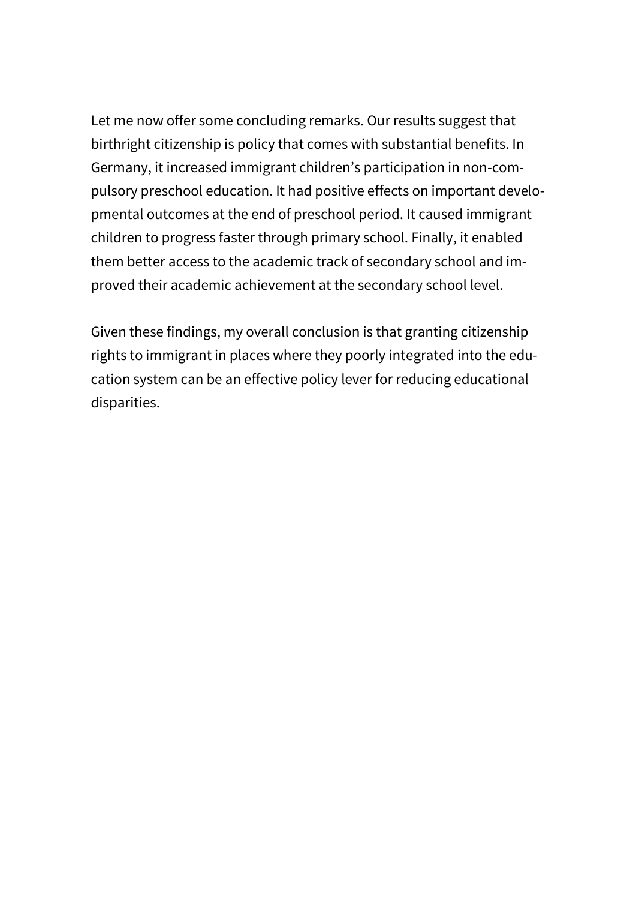Let me now offer some concluding remarks. Our results suggest that birthright citizenship is policy that comes with substantial benefits. In Germany, it increased immigrant children's participation in non-compulsory preschool education. It had positive effects on important developmental outcomes at the end of preschool period. It caused immigrant children to progress faster through primary school. Finally, it enabled them better access to the academic track of secondary school and improved their academic achievement at the secondary school level.

Given these findings, my overall conclusion is that granting citizenship rights to immigrant in places where they poorly integrated into the education system can be an effective policy lever for reducing educational disparities.